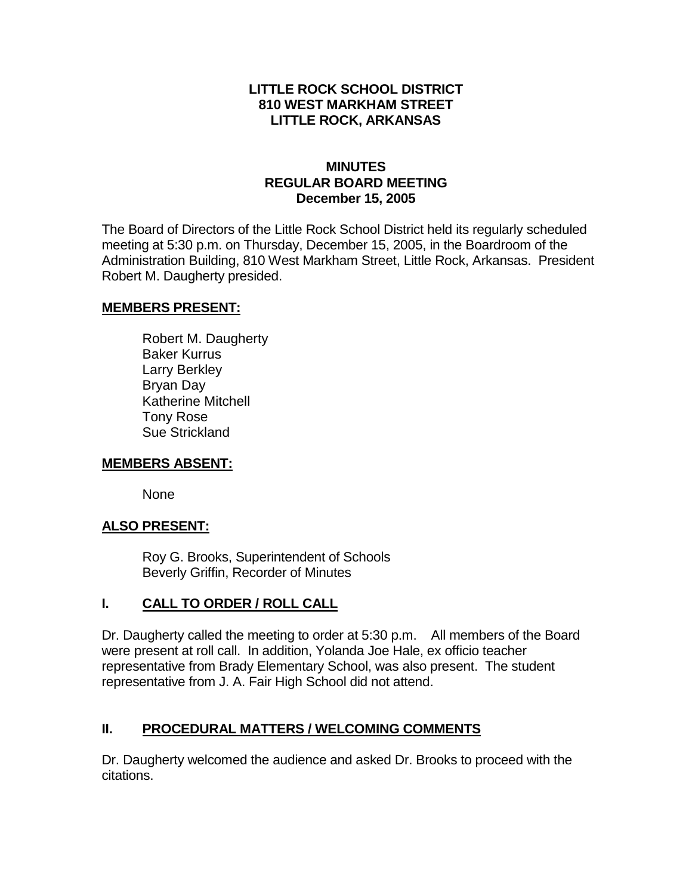**LITTLE ROCK SCHOOL DISTRICT**
**810 WEST MARKHAM STREET**
**LITTLE ROCK, ARKANSAS**

**MINUTES**
**REGULAR BOARD MEETING**
**December 15, 2005**

The Board of Directors of the Little Rock School District held its regularly scheduled meeting at 5:30 p.m. on Thursday, December 15, 2005, in the Boardroom of the Administration Building, 810 West Markham Street, Little Rock, Arkansas. President Robert M. Daugherty presided.

**MEMBERS PRESENT:**

Robert M. Daugherty
Baker Kurrus
Larry Berkley
Bryan Day
Katherine Mitchell
Tony Rose
Sue Strickland

**MEMBERS ABSENT:**

None

**ALSO PRESENT:**

Roy G. Brooks, Superintendent of Schools
Beverly Griffin, Recorder of Minutes

## I. CALL TO ORDER / ROLL CALL

Dr. Daugherty called the meeting to order at 5:30 p.m. All members of the Board were present at roll call. In addition, Yolanda Joe Hale, ex officio teacher representative from Brady Elementary School, was also present. The student representative from J. A. Fair High School did not attend.

## II. PROCEDURAL MATTERS / WELCOMING COMMENTS

Dr. Daugherty welcomed the audience and asked Dr. Brooks to proceed with the citations.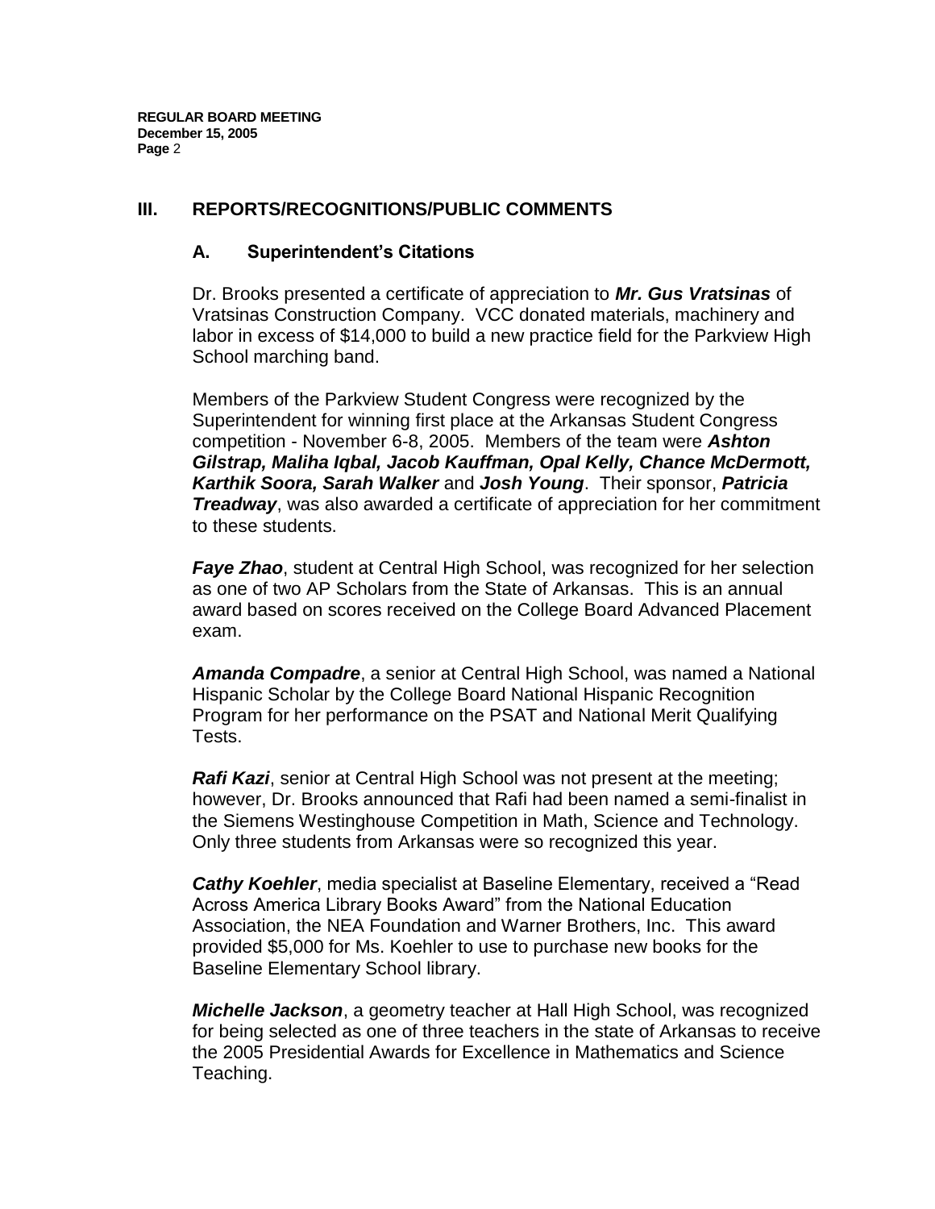## III. REPORTS/RECOGNITIONS/PUBLIC COMMENTS

### A. Superintendent's Citations

Dr. Brooks presented a certificate of appreciation to ***Mr. Gus Vratsinas*** of Vratsinas Construction Company. VCC donated materials, machinery and labor in excess of $14,000 to build a new practice field for the Parkview High School marching band.

Members of the Parkview Student Congress were recognized by the Superintendent for winning first place at the Arkansas Student Congress competition - November 6-8, 2005. Members of the team were ***Ashton Gilstrap, Maliha Iqbal, Jacob Kauffman, Opal Kelly, Chance McDermott, Karthik Soora, Sarah Walker*** and ***Josh Young***. Their sponsor, ***Patricia Treadway***, was also awarded a certificate of appreciation for her commitment to these students.

***Faye Zhao***, student at Central High School, was recognized for her selection as one of two AP Scholars from the State of Arkansas. This is an annual award based on scores received on the College Board Advanced Placement exam.

***Amanda Compadre***, a senior at Central High School, was named a National Hispanic Scholar by the College Board National Hispanic Recognition Program for her performance on the PSAT and National Merit Qualifying Tests.

***Rafi Kazi***, senior at Central High School was not present at the meeting; however, Dr. Brooks announced that Rafi had been named a semi-finalist in the Siemens Westinghouse Competition in Math, Science and Technology. Only three students from Arkansas were so recognized this year.

***Cathy Koehler***, media specialist at Baseline Elementary, received a "Read Across America Library Books Award" from the National Education Association, the NEA Foundation and Warner Brothers, Inc. This award provided $5,000 for Ms. Koehler to use to purchase new books for the Baseline Elementary School library.

***Michelle Jackson***, a geometry teacher at Hall High School, was recognized for being selected as one of three teachers in the state of Arkansas to receive the 2005 Presidential Awards for Excellence in Mathematics and Science Teaching.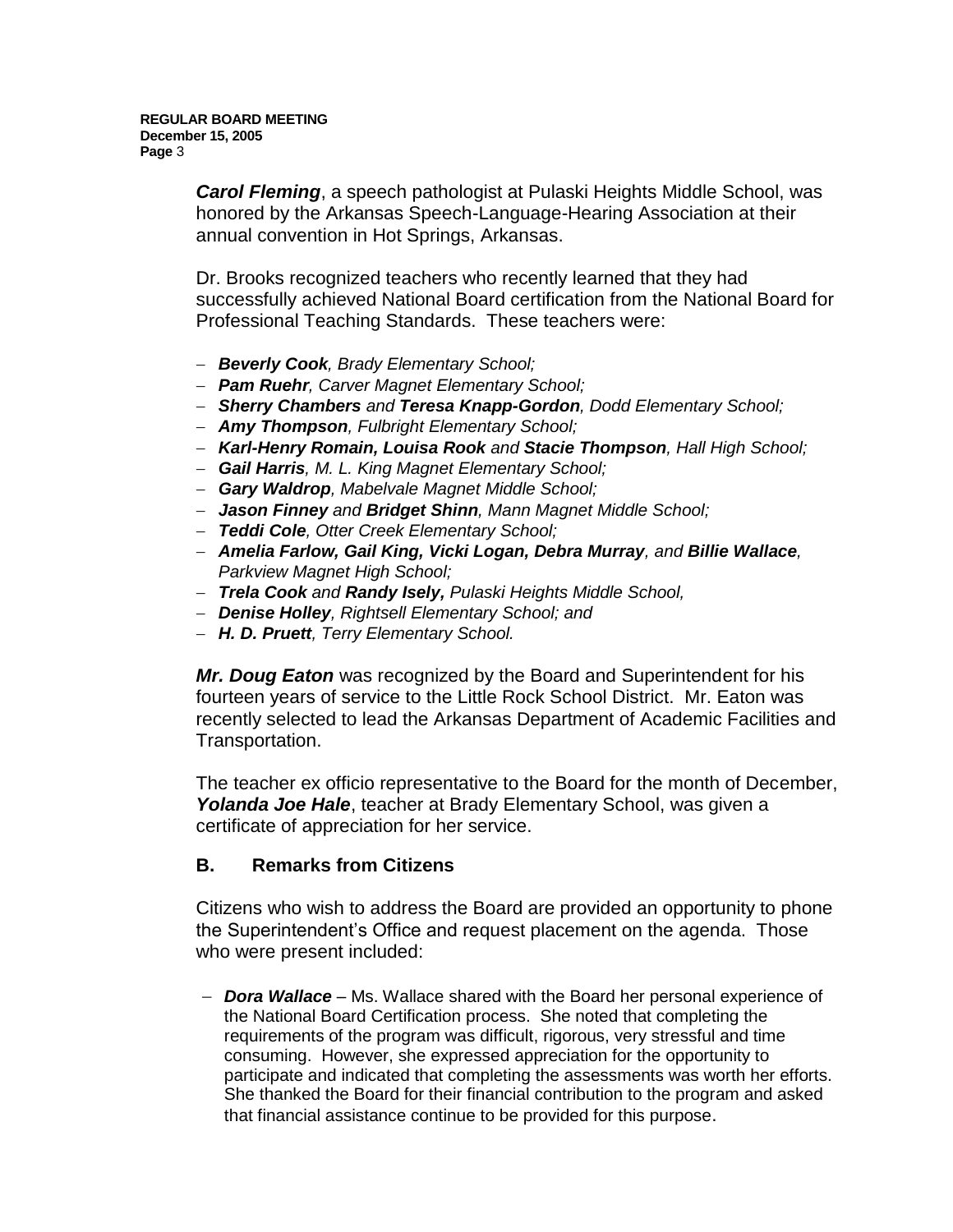***Carol Fleming***, a speech pathologist at Pulaski Heights Middle School, was honored by the Arkansas Speech-Language-Hearing Association at their annual convention in Hot Springs, Arkansas.

Dr. Brooks recognized teachers who recently learned that they had successfully achieved National Board certification from the National Board for Professional Teaching Standards. These teachers were:

- ***Beverly Cook**, Brady Elementary School;*
- ***Pam Ruehr**, Carver Magnet Elementary School;*
- ***Sherry Chambers** and **Teresa Knapp-Gordon**, Dodd Elementary School;*
- ***Amy Thompson**, Fulbright Elementary School;*
- ***Karl-Henry Romain, Louisa Rook** and **Stacie Thompson**, Hall High School;*
- ***Gail Harris**, M. L. King Magnet Elementary School;*
- ***Gary Waldrop**, Mabelvale Magnet Middle School;*
- ***Jason Finney** and **Bridget Shinn**, Mann Magnet Middle School;*
- ***Teddi Cole**, Otter Creek Elementary School;*
- ***Amelia Farlow, Gail King, Vicki Logan, Debra Murray**, and **Billie Wallace**, Parkview Magnet High School;*
- ***Trela Cook** and **Randy Isely,** Pulaski Heights Middle School,*
- ***Denise Holley**, Rightsell Elementary School; and*
- ***H. D. Pruett**, Terry Elementary School.*

***Mr. Doug Eaton*** was recognized by the Board and Superintendent for his fourteen years of service to the Little Rock School District. Mr. Eaton was recently selected to lead the Arkansas Department of Academic Facilities and Transportation.

The teacher ex officio representative to the Board for the month of December, ***Yolanda Joe Hale***, teacher at Brady Elementary School, was given a certificate of appreciation for her service.

## B. Remarks from Citizens

Citizens who wish to address the Board are provided an opportunity to phone the Superintendent's Office and request placement on the agenda. Those who were present included:

- ***Dora Wallace*** – Ms. Wallace shared with the Board her personal experience of the National Board Certification process. She noted that completing the requirements of the program was difficult, rigorous, very stressful and time consuming. However, she expressed appreciation for the opportunity to participate and indicated that completing the assessments was worth her efforts. She thanked the Board for their financial contribution to the program and asked that financial assistance continue to be provided for this purpose.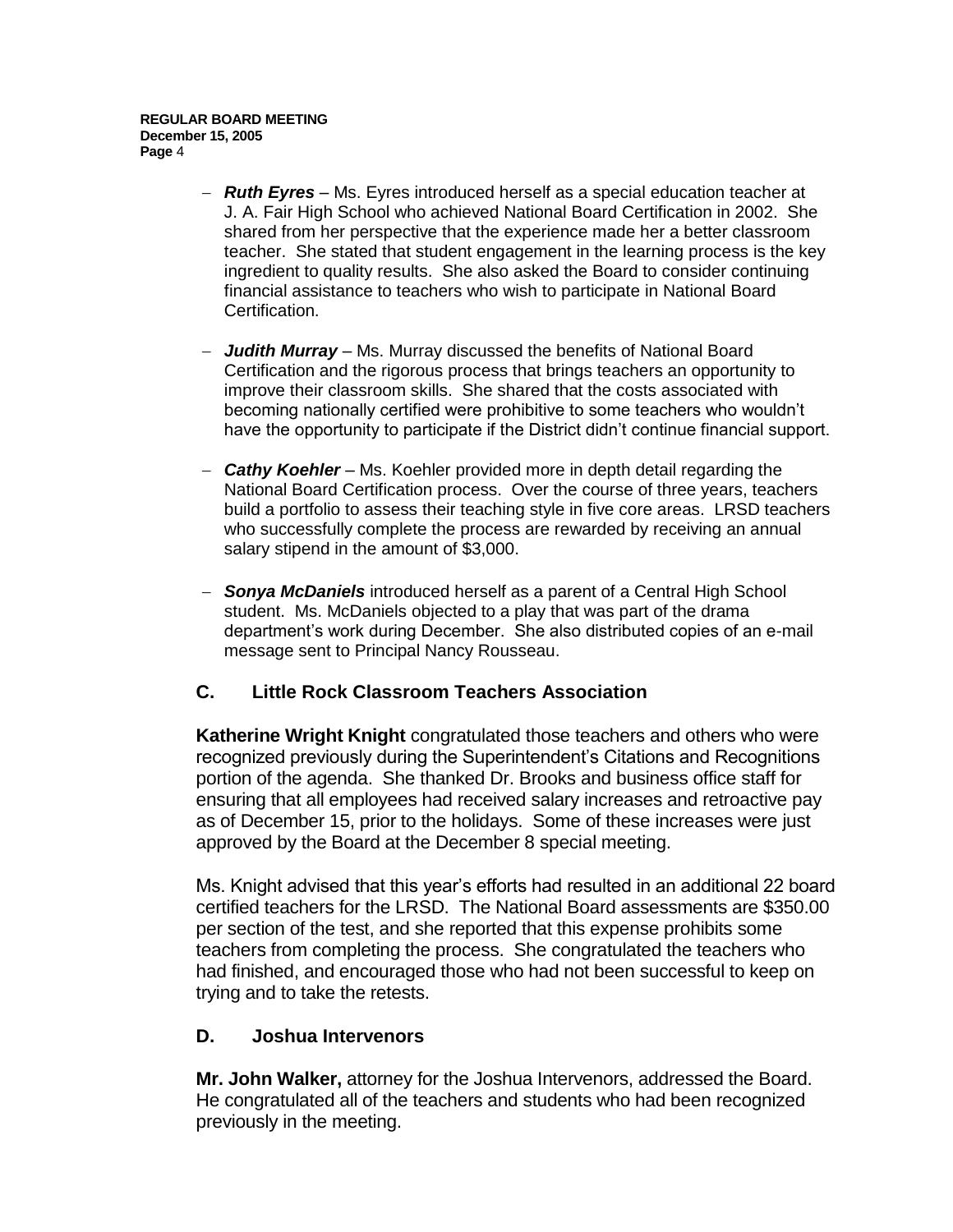- ***Ruth Eyres*** – Ms. Eyres introduced herself as a special education teacher at J. A. Fair High School who achieved National Board Certification in 2002. She shared from her perspective that the experience made her a better classroom teacher. She stated that student engagement in the learning process is the key ingredient to quality results. She also asked the Board to consider continuing financial assistance to teachers who wish to participate in National Board Certification.

- ***Judith Murray*** – Ms. Murray discussed the benefits of National Board Certification and the rigorous process that brings teachers an opportunity to improve their classroom skills. She shared that the costs associated with becoming nationally certified were prohibitive to some teachers who wouldn't have the opportunity to participate if the District didn't continue financial support.

- ***Cathy Koehler*** – Ms. Koehler provided more in depth detail regarding the National Board Certification process. Over the course of three years, teachers build a portfolio to assess their teaching style in five core areas. LRSD teachers who successfully complete the process are rewarded by receiving an annual salary stipend in the amount of $3,000.

- ***Sonya McDaniels*** introduced herself as a parent of a Central High School student. Ms. McDaniels objected to a play that was part of the drama department's work during December. She also distributed copies of an e-mail message sent to Principal Nancy Rousseau.

## C. Little Rock Classroom Teachers Association

**Katherine Wright Knight** congratulated those teachers and others who were recognized previously during the Superintendent's Citations and Recognitions portion of the agenda. She thanked Dr. Brooks and business office staff for ensuring that all employees had received salary increases and retroactive pay as of December 15, prior to the holidays. Some of these increases were just approved by the Board at the December 8 special meeting.

Ms. Knight advised that this year's efforts had resulted in an additional 22 board certified teachers for the LRSD. The National Board assessments are $350.00 per section of the test, and she reported that this expense prohibits some teachers from completing the process. She congratulated the teachers who had finished, and encouraged those who had not been successful to keep on trying and to take the retests.

## D. Joshua Intervenors

**Mr. John Walker,** attorney for the Joshua Intervenors, addressed the Board. He congratulated all of the teachers and students who had been recognized previously in the meeting.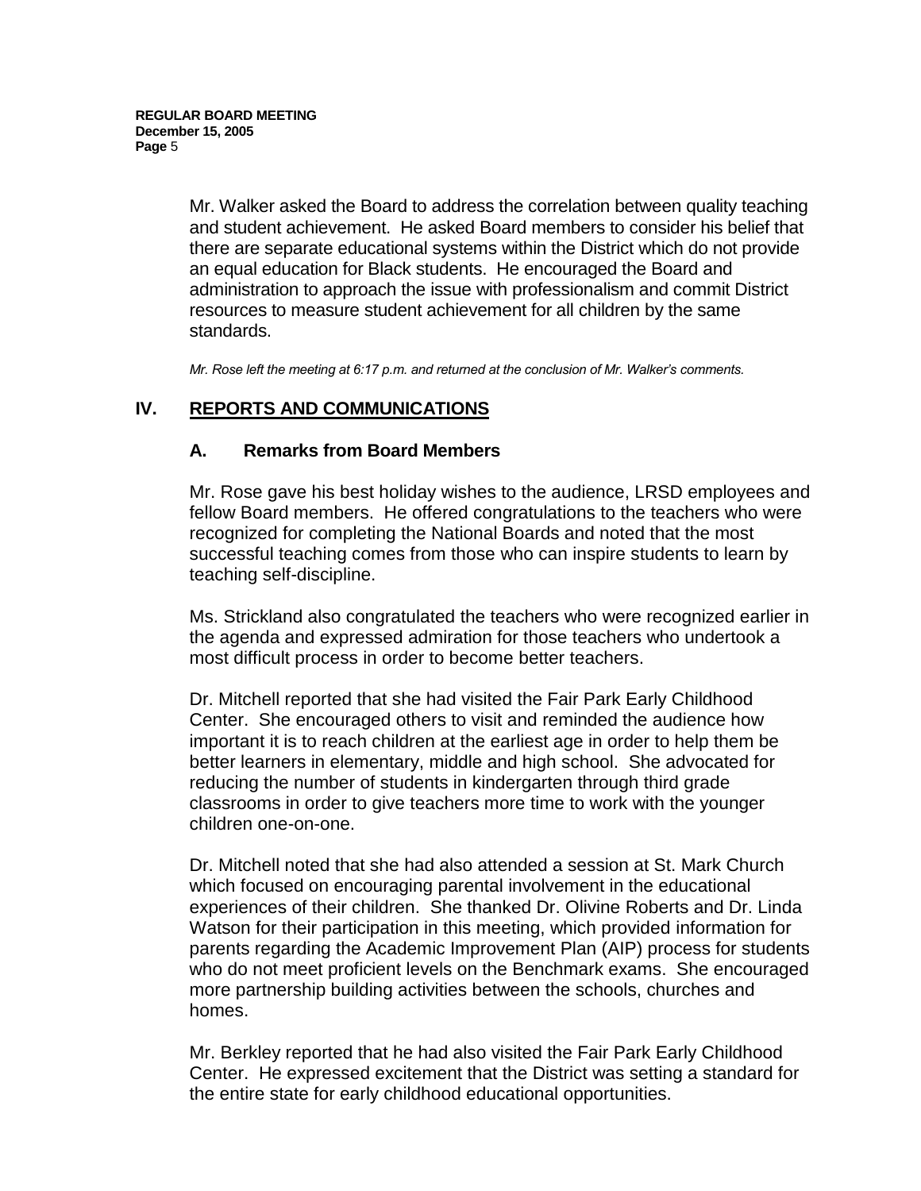Mr. Walker asked the Board to address the correlation between quality teaching and student achievement. He asked Board members to consider his belief that there are separate educational systems within the District which do not provide an equal education for Black students. He encouraged the Board and administration to approach the issue with professionalism and commit District resources to measure student achievement for all children by the same standards.

*Mr. Rose left the meeting at 6:17 p.m. and returned at the conclusion of Mr. Walker's comments.*

## IV. REPORTS AND COMMUNICATIONS

### A. Remarks from Board Members

Mr. Rose gave his best holiday wishes to the audience, LRSD employees and fellow Board members. He offered congratulations to the teachers who were recognized for completing the National Boards and noted that the most successful teaching comes from those who can inspire students to learn by teaching self-discipline.

Ms. Strickland also congratulated the teachers who were recognized earlier in the agenda and expressed admiration for those teachers who undertook a most difficult process in order to become better teachers.

Dr. Mitchell reported that she had visited the Fair Park Early Childhood Center. She encouraged others to visit and reminded the audience how important it is to reach children at the earliest age in order to help them be better learners in elementary, middle and high school. She advocated for reducing the number of students in kindergarten through third grade classrooms in order to give teachers more time to work with the younger children one-on-one.

Dr. Mitchell noted that she had also attended a session at St. Mark Church which focused on encouraging parental involvement in the educational experiences of their children. She thanked Dr. Olivine Roberts and Dr. Linda Watson for their participation in this meeting, which provided information for parents regarding the Academic Improvement Plan (AIP) process for students who do not meet proficient levels on the Benchmark exams. She encouraged more partnership building activities between the schools, churches and homes.

Mr. Berkley reported that he had also visited the Fair Park Early Childhood Center. He expressed excitement that the District was setting a standard for the entire state for early childhood educational opportunities.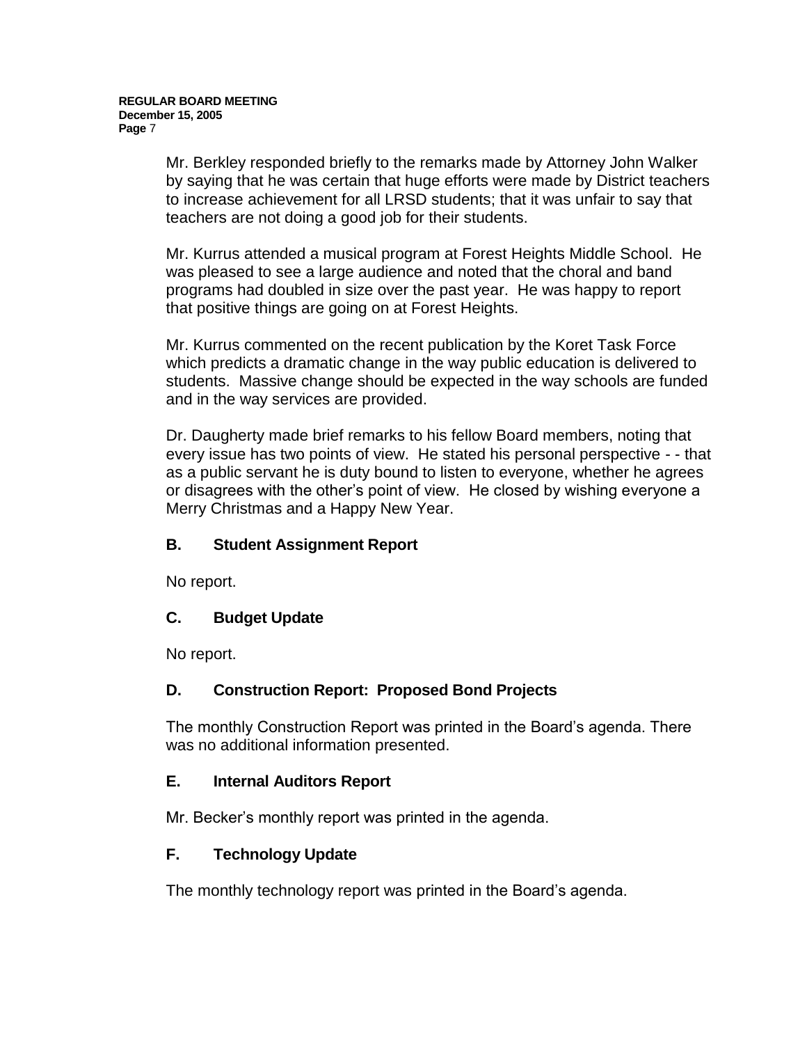Mr. Berkley responded briefly to the remarks made by Attorney John Walker by saying that he was certain that huge efforts were made by District teachers to increase achievement for all LRSD students; that it was unfair to say that teachers are not doing a good job for their students.

Mr. Kurrus attended a musical program at Forest Heights Middle School. He was pleased to see a large audience and noted that the choral and band programs had doubled in size over the past year. He was happy to report that positive things are going on at Forest Heights.

Mr. Kurrus commented on the recent publication by the Koret Task Force which predicts a dramatic change in the way public education is delivered to students. Massive change should be expected in the way schools are funded and in the way services are provided.

Dr. Daugherty made brief remarks to his fellow Board members, noting that every issue has two points of view. He stated his personal perspective - - that as a public servant he is duty bound to listen to everyone, whether he agrees or disagrees with the other's point of view. He closed by wishing everyone a Merry Christmas and a Happy New Year.

### B. Student Assignment Report

No report.

### C. Budget Update

No report.

### D. Construction Report: Proposed Bond Projects

The monthly Construction Report was printed in the Board's agenda. There was no additional information presented.

### E. Internal Auditors Report

Mr. Becker's monthly report was printed in the agenda.

### F. Technology Update

The monthly technology report was printed in the Board's agenda.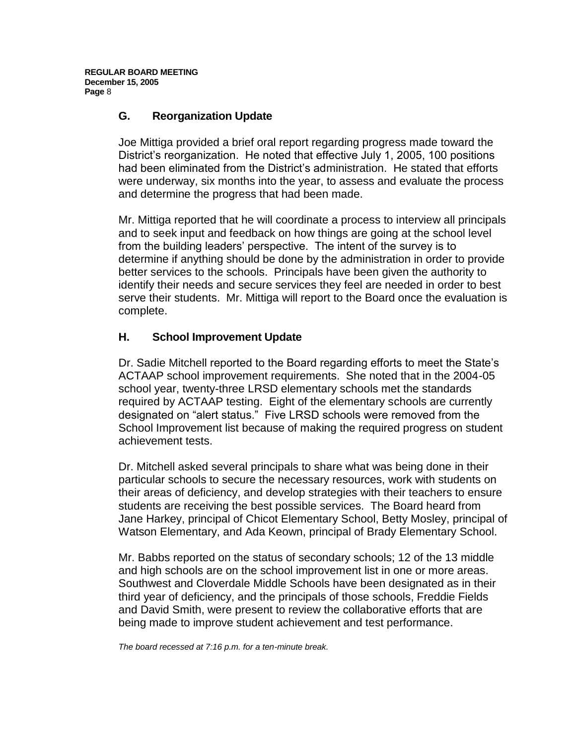## G. Reorganization Update

Joe Mittiga provided a brief oral report regarding progress made toward the District's reorganization. He noted that effective July 1, 2005, 100 positions had been eliminated from the District's administration. He stated that efforts were underway, six months into the year, to assess and evaluate the process and determine the progress that had been made.

Mr. Mittiga reported that he will coordinate a process to interview all principals and to seek input and feedback on how things are going at the school level from the building leaders' perspective. The intent of the survey is to determine if anything should be done by the administration in order to provide better services to the schools. Principals have been given the authority to identify their needs and secure services they feel are needed in order to best serve their students. Mr. Mittiga will report to the Board once the evaluation is complete.

## H. School Improvement Update

Dr. Sadie Mitchell reported to the Board regarding efforts to meet the State's ACTAAP school improvement requirements. She noted that in the 2004-05 school year, twenty-three LRSD elementary schools met the standards required by ACTAAP testing. Eight of the elementary schools are currently designated on "alert status." Five LRSD schools were removed from the School Improvement list because of making the required progress on student achievement tests.

Dr. Mitchell asked several principals to share what was being done in their particular schools to secure the necessary resources, work with students on their areas of deficiency, and develop strategies with their teachers to ensure students are receiving the best possible services. The Board heard from Jane Harkey, principal of Chicot Elementary School, Betty Mosley, principal of Watson Elementary, and Ada Keown, principal of Brady Elementary School.

Mr. Babbs reported on the status of secondary schools; 12 of the 13 middle and high schools are on the school improvement list in one or more areas. Southwest and Cloverdale Middle Schools have been designated as in their third year of deficiency, and the principals of those schools, Freddie Fields and David Smith, were present to review the collaborative efforts that are being made to improve student achievement and test performance.

*The board recessed at 7:16 p.m. for a ten-minute break.*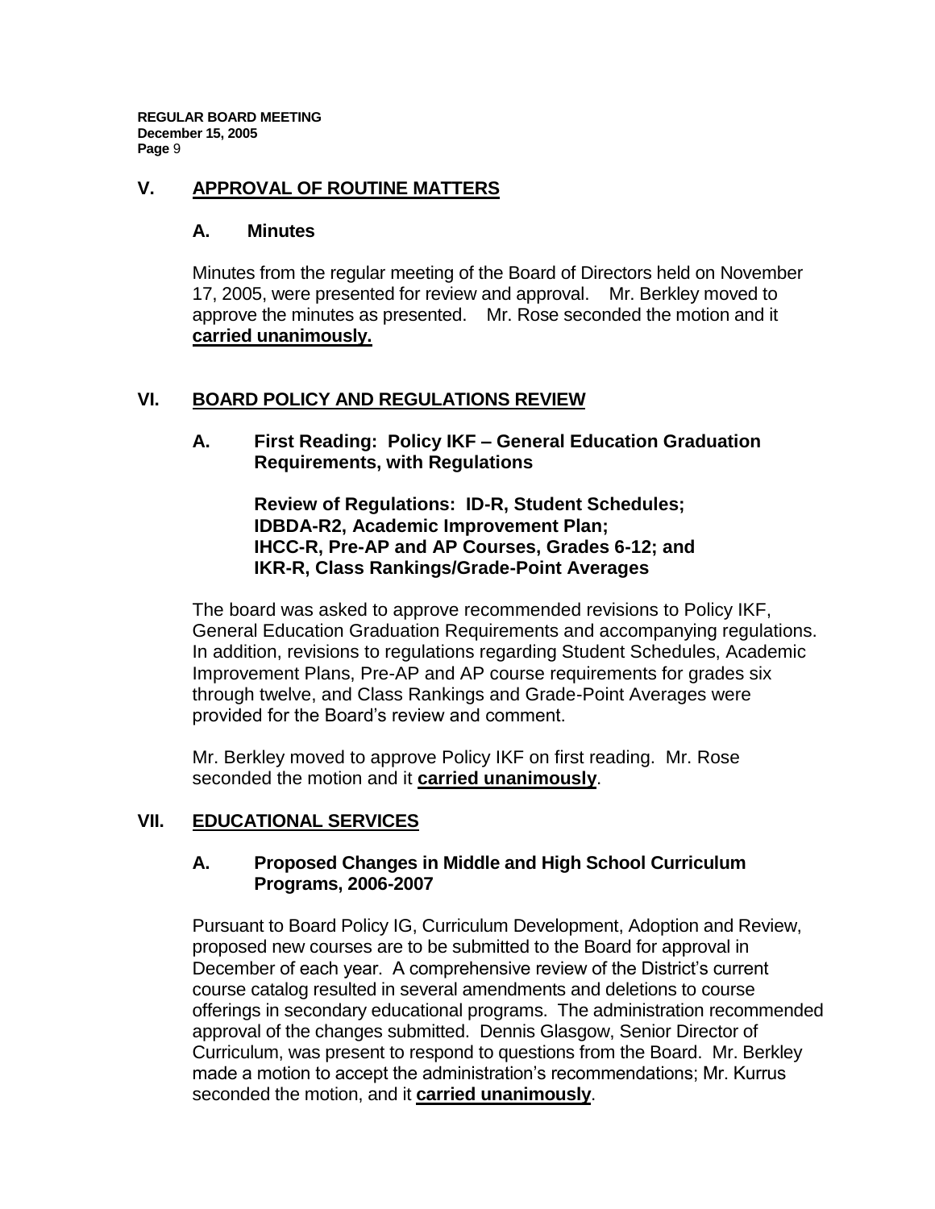## V. APPROVAL OF ROUTINE MATTERS

### A. Minutes

Minutes from the regular meeting of the Board of Directors held on November 17, 2005, were presented for review and approval. Mr. Berkley moved to approve the minutes as presented. Mr. Rose seconded the motion and it **carried unanimously.**

## VI. BOARD POLICY AND REGULATIONS REVIEW

### A. First Reading: Policy IKF – General Education Graduation Requirements, with Regulations

**Review of Regulations: ID-R, Student Schedules; IDBDA-R2, Academic Improvement Plan; IHCC-R, Pre-AP and AP Courses, Grades 6-12; and IKR-R, Class Rankings/Grade-Point Averages**

The board was asked to approve recommended revisions to Policy IKF, General Education Graduation Requirements and accompanying regulations. In addition, revisions to regulations regarding Student Schedules, Academic Improvement Plans, Pre-AP and AP course requirements for grades six through twelve, and Class Rankings and Grade-Point Averages were provided for the Board's review and comment.

Mr. Berkley moved to approve Policy IKF on first reading. Mr. Rose seconded the motion and it **carried unanimously**.

## VII. EDUCATIONAL SERVICES

### A. Proposed Changes in Middle and High School Curriculum Programs, 2006-2007

Pursuant to Board Policy IG, Curriculum Development, Adoption and Review, proposed new courses are to be submitted to the Board for approval in December of each year. A comprehensive review of the District's current course catalog resulted in several amendments and deletions to course offerings in secondary educational programs. The administration recommended approval of the changes submitted. Dennis Glasgow, Senior Director of Curriculum, was present to respond to questions from the Board. Mr. Berkley made a motion to accept the administration's recommendations; Mr. Kurrus seconded the motion, and it **carried unanimously**.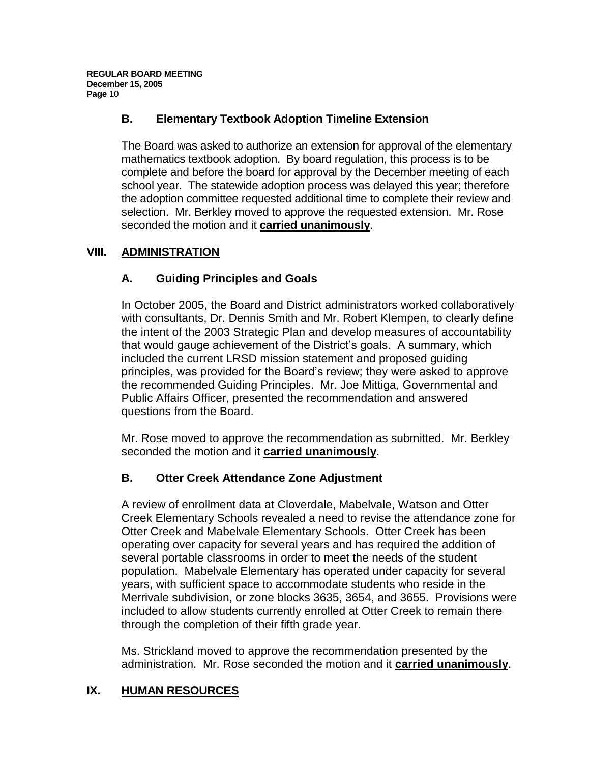### B. Elementary Textbook Adoption Timeline Extension

The Board was asked to authorize an extension for approval of the elementary mathematics textbook adoption. By board regulation, this process is to be complete and before the board for approval by the December meeting of each school year. The statewide adoption process was delayed this year; therefore the adoption committee requested additional time to complete their review and selection. Mr. Berkley moved to approve the requested extension. Mr. Rose seconded the motion and it **carried unanimously**.

## VIII. ADMINISTRATION

### A. Guiding Principles and Goals

In October 2005, the Board and District administrators worked collaboratively with consultants, Dr. Dennis Smith and Mr. Robert Klempen, to clearly define the intent of the 2003 Strategic Plan and develop measures of accountability that would gauge achievement of the District's goals. A summary, which included the current LRSD mission statement and proposed guiding principles, was provided for the Board's review; they were asked to approve the recommended Guiding Principles. Mr. Joe Mittiga, Governmental and Public Affairs Officer, presented the recommendation and answered questions from the Board.

Mr. Rose moved to approve the recommendation as submitted. Mr. Berkley seconded the motion and it **carried unanimously**.

### B. Otter Creek Attendance Zone Adjustment

A review of enrollment data at Cloverdale, Mabelvale, Watson and Otter Creek Elementary Schools revealed a need to revise the attendance zone for Otter Creek and Mabelvale Elementary Schools. Otter Creek has been operating over capacity for several years and has required the addition of several portable classrooms in order to meet the needs of the student population. Mabelvale Elementary has operated under capacity for several years, with sufficient space to accommodate students who reside in the Merrivale subdivision, or zone blocks 3635, 3654, and 3655. Provisions were included to allow students currently enrolled at Otter Creek to remain there through the completion of their fifth grade year.

Ms. Strickland moved to approve the recommendation presented by the administration. Mr. Rose seconded the motion and it **carried unanimously**.

## IX. HUMAN RESOURCES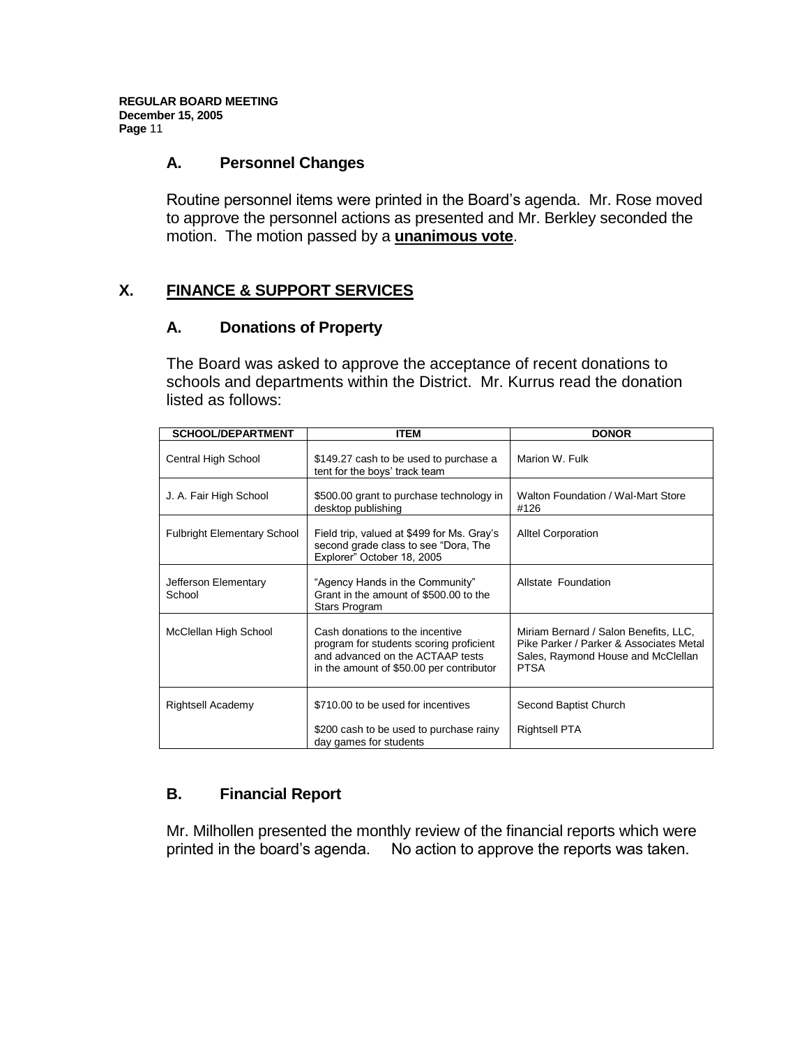### A. Personnel Changes

Routine personnel items were printed in the Board's agenda. Mr. Rose moved to approve the personnel actions as presented and Mr. Berkley seconded the motion. The motion passed by a **unanimous vote**.

## X. FINANCE & SUPPORT SERVICES

### A. Donations of Property

The Board was asked to approve the acceptance of recent donations to schools and departments within the District. Mr. Kurrus read the donation listed as follows:

| SCHOOL/DEPARTMENT | ITEM | DONOR |
|---|---|---|
| Central High School | $149.27 cash to be used to purchase a tent for the boys' track team | Marion W. Fulk |
| J. A. Fair High School | $500.00 grant to purchase technology in desktop publishing | Walton Foundation / Wal-Mart Store #126 |
| Fulbright Elementary School | Field trip, valued at $499 for Ms. Gray's second grade class to see "Dora, The Explorer" October 18, 2005 | Alltel Corporation |
| Jefferson Elementary School | "Agency Hands in the Community" Grant in the amount of $500.00 to the Stars Program | Allstate Foundation |
| McClellan High School | Cash donations to the incentive program for students scoring proficient and advanced on the ACTAAP tests in the amount of $50.00 per contributor | Miriam Bernard / Salon Benefits, LLC, Pike Parker / Parker & Associates Metal Sales, Raymond House and McClellan PTSA |
| Rightsell Academy | $710.00 to be used for incentives | Second Baptist Church |
| | $200 cash to be used to purchase rainy day games for students | Rightsell PTA |

### B. Financial Report

Mr. Milhollen presented the monthly review of the financial reports which were printed in the board's agenda. No action to approve the reports was taken.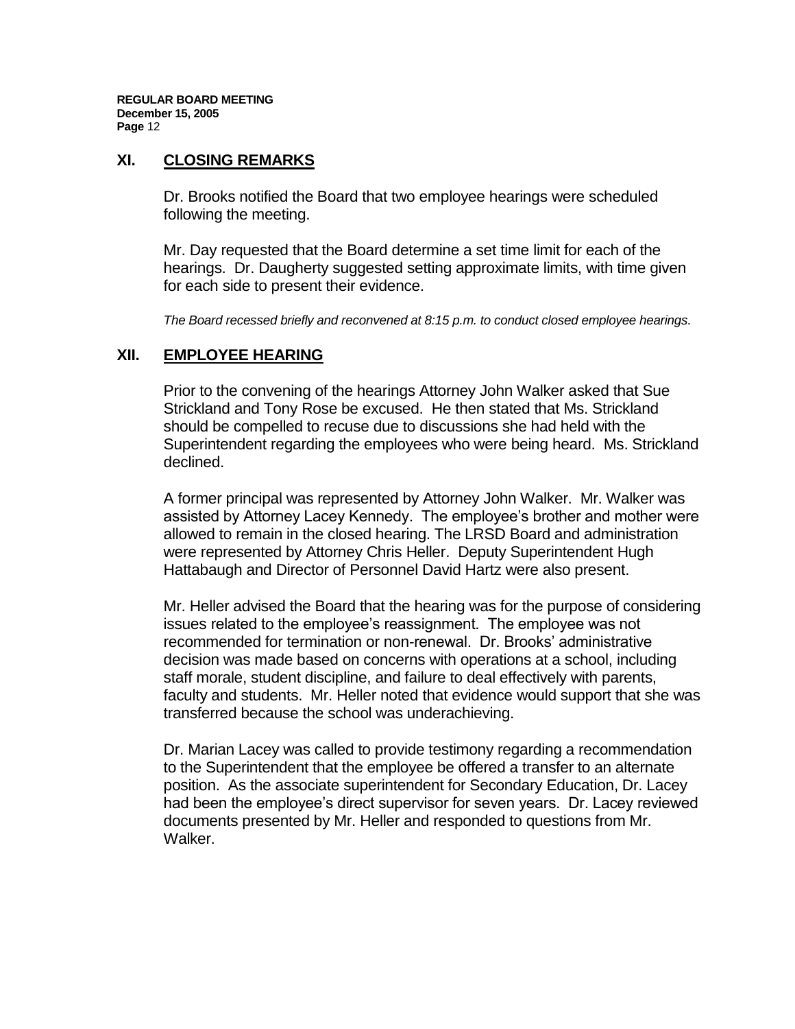## XI. CLOSING REMARKS

Dr. Brooks notified the Board that two employee hearings were scheduled following the meeting.

Mr. Day requested that the Board determine a set time limit for each of the hearings. Dr. Daugherty suggested setting approximate limits, with time given for each side to present their evidence.

*The Board recessed briefly and reconvened at 8:15 p.m. to conduct closed employee hearings.*

## XII. EMPLOYEE HEARING

Prior to the convening of the hearings Attorney John Walker asked that Sue Strickland and Tony Rose be excused. He then stated that Ms. Strickland should be compelled to recuse due to discussions she had held with the Superintendent regarding the employees who were being heard. Ms. Strickland declined.

A former principal was represented by Attorney John Walker. Mr. Walker was assisted by Attorney Lacey Kennedy. The employee's brother and mother were allowed to remain in the closed hearing. The LRSD Board and administration were represented by Attorney Chris Heller. Deputy Superintendent Hugh Hattabaugh and Director of Personnel David Hartz were also present.

Mr. Heller advised the Board that the hearing was for the purpose of considering issues related to the employee's reassignment. The employee was not recommended for termination or non-renewal. Dr. Brooks' administrative decision was made based on concerns with operations at a school, including staff morale, student discipline, and failure to deal effectively with parents, faculty and students. Mr. Heller noted that evidence would support that she was transferred because the school was underachieving.

Dr. Marian Lacey was called to provide testimony regarding a recommendation to the Superintendent that the employee be offered a transfer to an alternate position. As the associate superintendent for Secondary Education, Dr. Lacey had been the employee's direct supervisor for seven years. Dr. Lacey reviewed documents presented by Mr. Heller and responded to questions from Mr. Walker.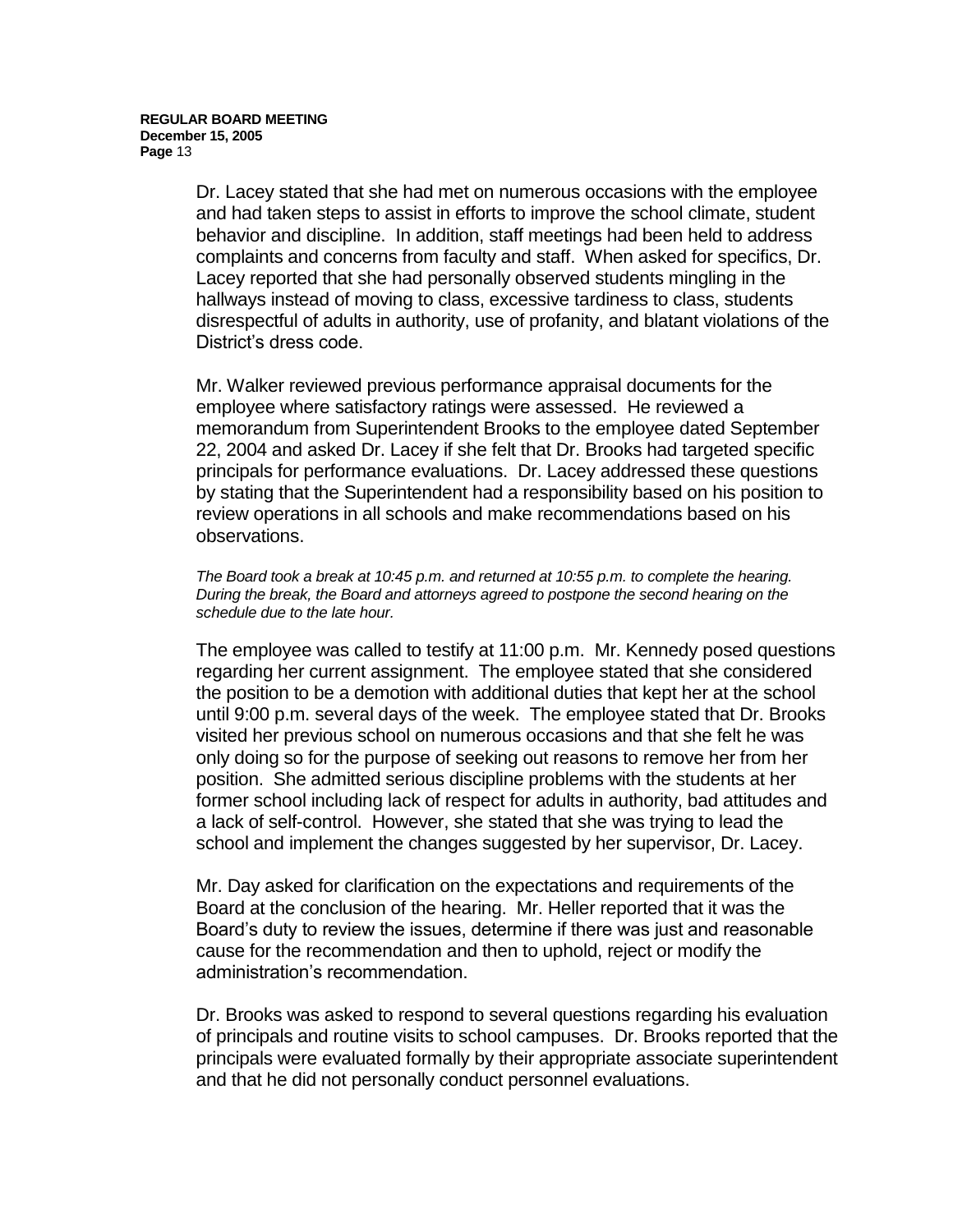Dr. Lacey stated that she had met on numerous occasions with the employee and had taken steps to assist in efforts to improve the school climate, student behavior and discipline. In addition, staff meetings had been held to address complaints and concerns from faculty and staff. When asked for specifics, Dr. Lacey reported that she had personally observed students mingling in the hallways instead of moving to class, excessive tardiness to class, students disrespectful of adults in authority, use of profanity, and blatant violations of the District's dress code.

Mr. Walker reviewed previous performance appraisal documents for the employee where satisfactory ratings were assessed. He reviewed a memorandum from Superintendent Brooks to the employee dated September 22, 2004 and asked Dr. Lacey if she felt that Dr. Brooks had targeted specific principals for performance evaluations. Dr. Lacey addressed these questions by stating that the Superintendent had a responsibility based on his position to review operations in all schools and make recommendations based on his observations.

*The Board took a break at 10:45 p.m. and returned at 10:55 p.m. to complete the hearing. During the break, the Board and attorneys agreed to postpone the second hearing on the schedule due to the late hour.*

The employee was called to testify at 11:00 p.m. Mr. Kennedy posed questions regarding her current assignment. The employee stated that she considered the position to be a demotion with additional duties that kept her at the school until 9:00 p.m. several days of the week. The employee stated that Dr. Brooks visited her previous school on numerous occasions and that she felt he was only doing so for the purpose of seeking out reasons to remove her from her position. She admitted serious discipline problems with the students at her former school including lack of respect for adults in authority, bad attitudes and a lack of self-control. However, she stated that she was trying to lead the school and implement the changes suggested by her supervisor, Dr. Lacey.

Mr. Day asked for clarification on the expectations and requirements of the Board at the conclusion of the hearing. Mr. Heller reported that it was the Board's duty to review the issues, determine if there was just and reasonable cause for the recommendation and then to uphold, reject or modify the administration's recommendation.

Dr. Brooks was asked to respond to several questions regarding his evaluation of principals and routine visits to school campuses. Dr. Brooks reported that the principals were evaluated formally by their appropriate associate superintendent and that he did not personally conduct personnel evaluations.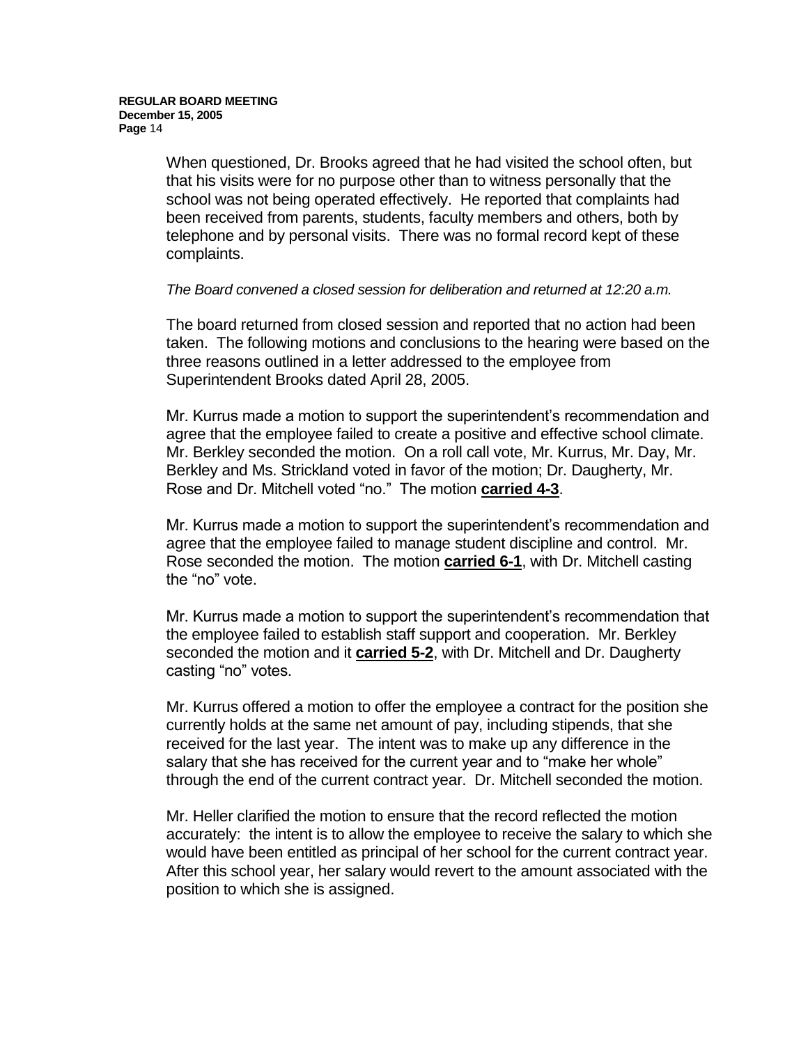When questioned, Dr. Brooks agreed that he had visited the school often, but that his visits were for no purpose other than to witness personally that the school was not being operated effectively. He reported that complaints had been received from parents, students, faculty members and others, both by telephone and by personal visits. There was no formal record kept of these complaints.

*The Board convened a closed session for deliberation and returned at 12:20 a.m.*

The board returned from closed session and reported that no action had been taken. The following motions and conclusions to the hearing were based on the three reasons outlined in a letter addressed to the employee from Superintendent Brooks dated April 28, 2005.

Mr. Kurrus made a motion to support the superintendent's recommendation and agree that the employee failed to create a positive and effective school climate. Mr. Berkley seconded the motion. On a roll call vote, Mr. Kurrus, Mr. Day, Mr. Berkley and Ms. Strickland voted in favor of the motion; Dr. Daugherty, Mr. Rose and Dr. Mitchell voted "no." The motion **carried 4-3**.

Mr. Kurrus made a motion to support the superintendent's recommendation and agree that the employee failed to manage student discipline and control. Mr. Rose seconded the motion. The motion **carried 6-1**, with Dr. Mitchell casting the "no" vote.

Mr. Kurrus made a motion to support the superintendent's recommendation that the employee failed to establish staff support and cooperation. Mr. Berkley seconded the motion and it **carried 5-2**, with Dr. Mitchell and Dr. Daugherty casting "no" votes.

Mr. Kurrus offered a motion to offer the employee a contract for the position she currently holds at the same net amount of pay, including stipends, that she received for the last year. The intent was to make up any difference in the salary that she has received for the current year and to "make her whole" through the end of the current contract year. Dr. Mitchell seconded the motion.

Mr. Heller clarified the motion to ensure that the record reflected the motion accurately: the intent is to allow the employee to receive the salary to which she would have been entitled as principal of her school for the current contract year. After this school year, her salary would revert to the amount associated with the position to which she is assigned.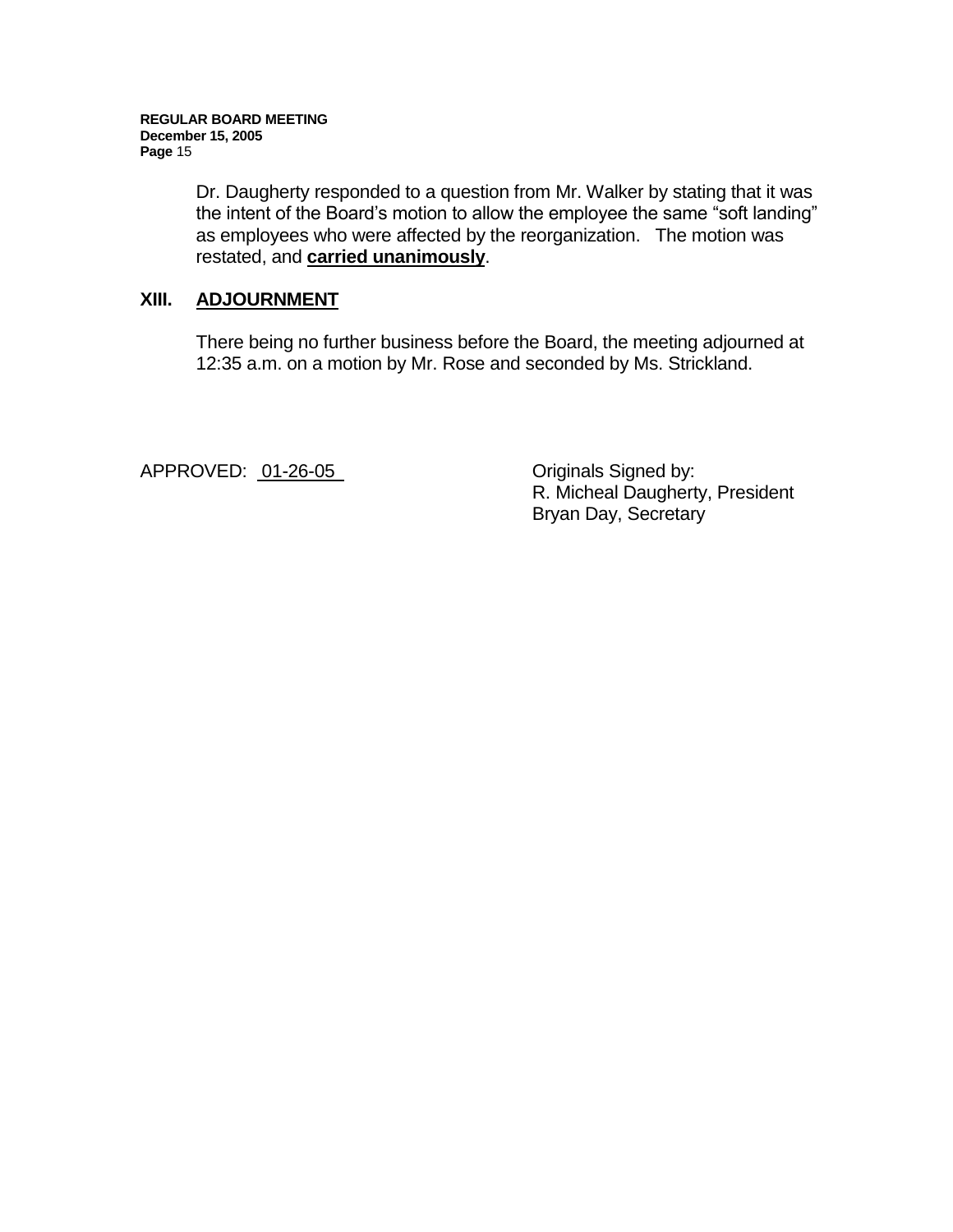Dr. Daugherty responded to a question from Mr. Walker by stating that it was the intent of the Board's motion to allow the employee the same "soft landing" as employees who were affected by the reorganization. The motion was restated, and **carried unanimously**.

## XIII. ADJOURNMENT

There being no further business before the Board, the meeting adjourned at 12:35 a.m. on a motion by Mr. Rose and seconded by Ms. Strickland.

APPROVED: 01-26-05

Originals Signed by:
R. Micheal Daugherty, President
Bryan Day, Secretary